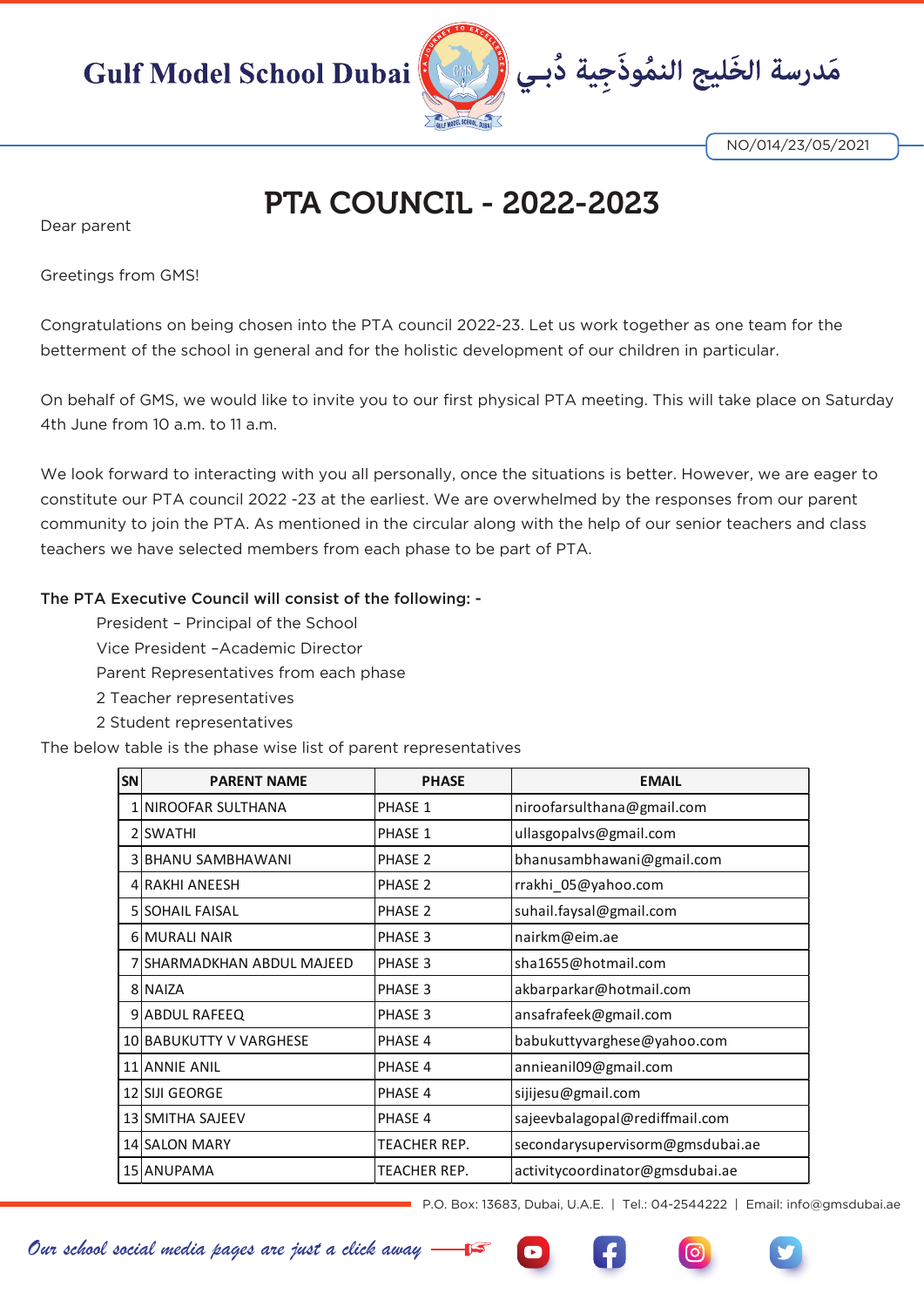Gulf Model School Dubai مَدرسة الخَليج النمُوذَجِية دُبـي

NO/014/23/05/2021

# PTA COUNCIL - 2022-2023

Dear parent

Greetings from GMS!

Congratulations on being chosen into the PTA council 2022-23. Let us work together as one team for the betterment of the school in general and for the holistic development of our children in particular.

On behalf of GMS, we would like to invite you to our first physical PTA meeting. This will take place on Saturday 4th June from 10 a.m. to 11 a.m.

We look forward to interacting with you all personally, once the situations is better. However, we are eager to constitute our PTA council 2022 -23 at the earliest. We are overwhelmed by the responses from our parent community to join the PTA. As mentioned in the circular along with the help of our senior teachers and class teachers we have selected members from each phase to be part of PTA.

**The PTA Executive Council will consist of the following: -**

- President – Principal of the School
- Vice President –Academic Director
- Parent Representatives from each phase
- 2 Teacher representatives
- 2 Student representatives

The below table is the phase wise list of parent representatives

| SN | PARENT NAME | PHASE | EMAIL |
|---|---|---|---|
| 1 | NIROOFAR SULTHANA | PHASE 1 | niroofarsulthana@gmail.com |
| 2 | SWATHI | PHASE 1 | ullasgopalvs@gmail.com |
| 3 | BHANU SAMBHAWANI | PHASE 2 | bhanusambhawani@gmail.com |
| 4 | RAKHI ANEESH | PHASE 2 | rrakhi_05@yahoo.com |
| 5 | SOHAIL FAISAL | PHASE 2 | suhail.faysal@gmail.com |
| 6 | MURALI NAIR | PHASE 3 | nairkm@eim.ae |
| 7 | SHARMADKHAN ABDUL MAJEED | PHASE 3 | sha1655@hotmail.com |
| 8 | NAIZA | PHASE 3 | akbarparkar@hotmail.com |
| 9 | ABDUL RAFEEQ | PHASE 3 | ansafrafeek@gmail.com |
| 10 | BABUKUTTY V VARGHESE | PHASE 4 | babukuttyvarghese@yahoo.com |
| 11 | ANNIE ANIL | PHASE 4 | annieanil09@gmail.com |
| 12 | SIJI GEORGE | PHASE 4 | sijijesu@gmail.com |
| 13 | SMITHA SAJEEV | PHASE 4 | sajeevbalagopal@rediffmail.com |
| 14 | SALON MARY | TEACHER REP. | secondarysupervisorm@gmsdubai.ae |
| 15 | ANUPAMA | TEACHER REP. | activitycoordinator@gmsdubai.ae |

P.O. Box: 13683, Dubai, U.A.E. | Tel.: 04-2544222 | Email: info@gmsdubai.ae

*Our school social media pages are just a click away*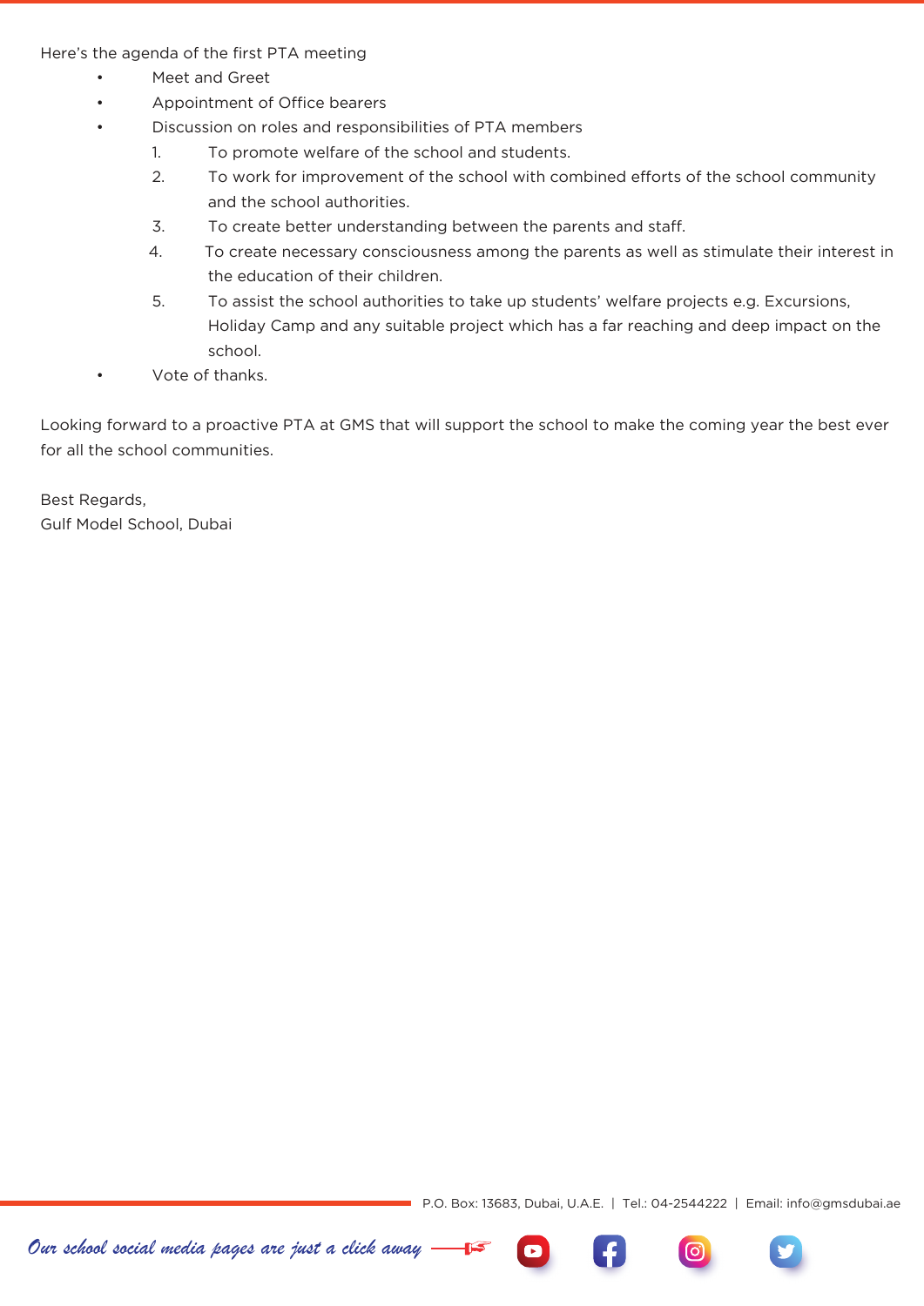Here's the agenda of the first PTA meeting

- Meet and Greet
- Appointment of Office bearers
- Discussion on roles and responsibilities of PTA members
  1. To promote welfare of the school and students.
  2. To work for improvement of the school with combined efforts of the school community and the school authorities.
  3. To create better understanding between the parents and staff.
  4. To create necessary consciousness among the parents as well as stimulate their interest in the education of their children.
  5. To assist the school authorities to take up students' welfare projects e.g. Excursions, Holiday Camp and any suitable project which has a far reaching and deep impact on the school.
- Vote of thanks.

Looking forward to a proactive PTA at GMS that will support the school to make the coming year the best ever for all the school communities.

Best Regards,
Gulf Model School, Dubai

P.O. Box: 13683, Dubai, U.A.E. | Tel.: 04-2544222 | Email: info@gmsdubai.ae

*Our school social media pages are just a click away*